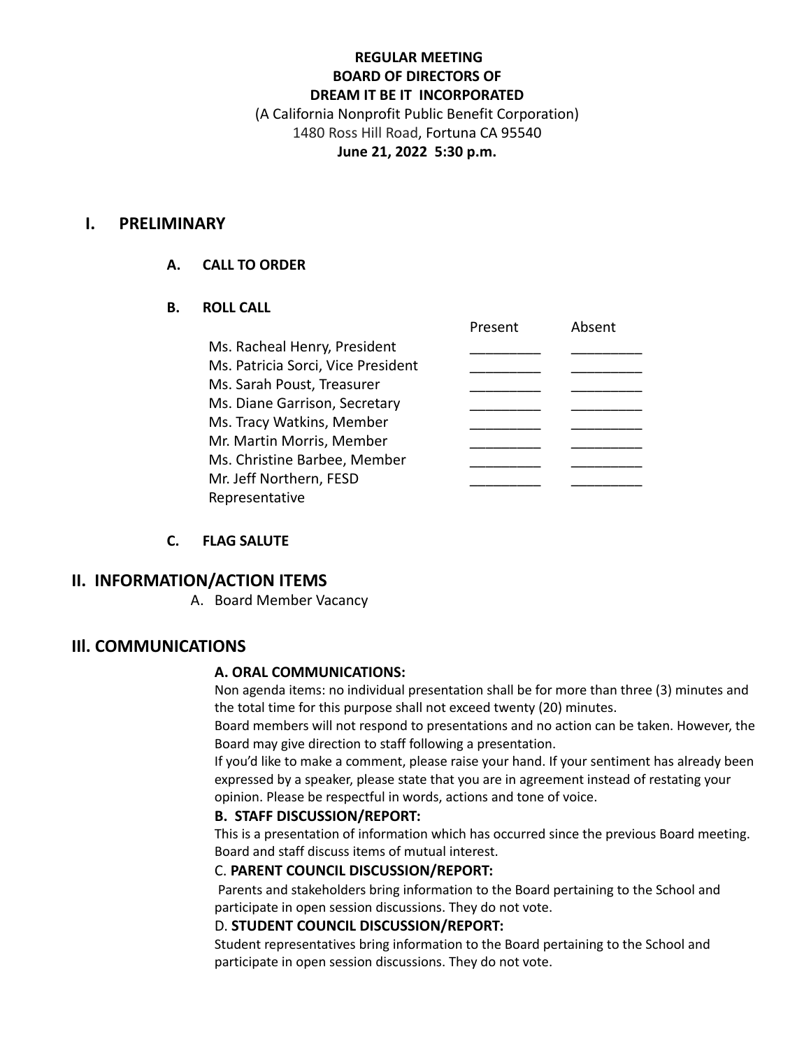**REGULAR MEETING**
**BOARD OF DIRECTORS OF**
**DREAM IT BE IT INCORPORATED**
(A California Nonprofit Public Benefit Corporation)
1480 Ross Hill Road, Fortuna CA 95540
**June 21, 2022 5:30 p.m.**

# I. PRELIMINARY

## A. CALL TO ORDER

## B. ROLL CALL

| | Present | Absent |
|---|---|---|
| Ms. Racheal Henry, President | _________ | _________ |
| Ms. Patricia Sorci, Vice President | _________ | _________ |
| Ms. Sarah Poust, Treasurer | _________ | _________ |
| Ms. Diane Garrison, Secretary | _________ | _________ |
| Ms. Tracy Watkins, Member | _________ | _________ |
| Mr. Martin Morris, Member | _________ | _________ |
| Ms. Christine Barbee, Member | _________ | _________ |
| Mr. Jeff Northern, FESD Representative | _________ | _________ |

## C. FLAG SALUTE

# II. INFORMATION/ACTION ITEMS

A. Board Member Vacancy

# III. COMMUNICATIONS

**A. ORAL COMMUNICATIONS:**

Non agenda items: no individual presentation shall be for more than three (3) minutes and the total time for this purpose shall not exceed twenty (20) minutes.

Board members will not respond to presentations and no action can be taken. However, the Board may give direction to staff following a presentation.

If you'd like to make a comment, please raise your hand. If your sentiment has already been expressed by a speaker, please state that you are in agreement instead of restating your opinion. Please be respectful in words, actions and tone of voice.

**B. STAFF DISCUSSION/REPORT:**

This is a presentation of information which has occurred since the previous Board meeting. Board and staff discuss items of mutual interest.

C. **PARENT COUNCIL DISCUSSION/REPORT:**

Parents and stakeholders bring information to the Board pertaining to the School and participate in open session discussions. They do not vote.

D. **STUDENT COUNCIL DISCUSSION/REPORT:**

Student representatives bring information to the Board pertaining to the School and participate in open session discussions. They do not vote.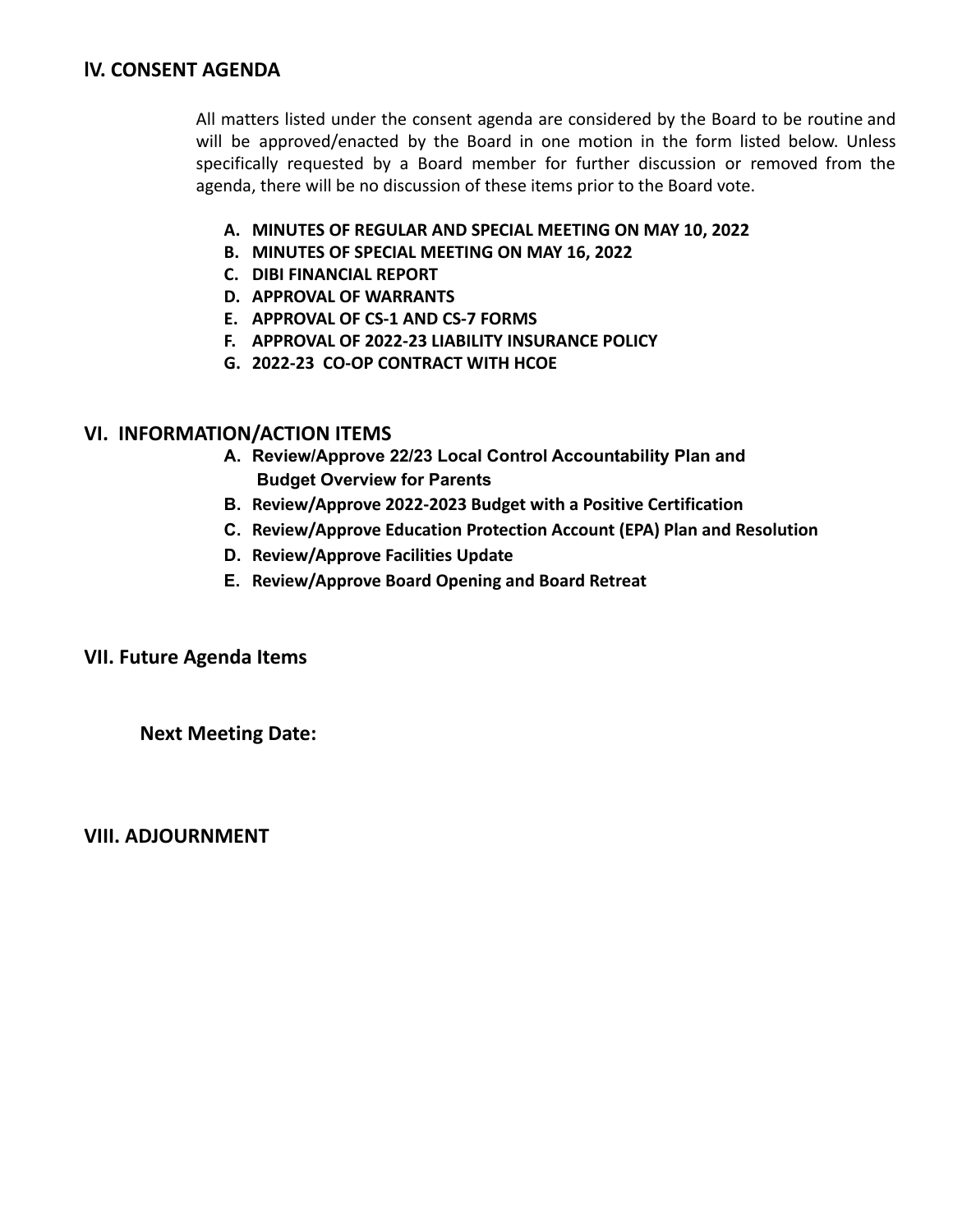## lV. CONSENT AGENDA

All matters listed under the consent agenda are considered by the Board to be routine and will be approved/enacted by the Board in one motion in the form listed below. Unless specifically requested by a Board member for further discussion or removed from the agenda, there will be no discussion of these items prior to the Board vote.

- **A. MINUTES OF REGULAR AND SPECIAL MEETING ON MAY 10, 2022**
- **B. MINUTES OF SPECIAL MEETING ON MAY 16, 2022**
- **C. DIBI FINANCIAL REPORT**
- **D. APPROVAL OF WARRANTS**
- **E. APPROVAL OF CS-1 AND CS-7 FORMS**
- **F. APPROVAL OF 2022-23 LIABILITY INSURANCE POLICY**
- **G. 2022-23 CO-OP CONTRACT WITH HCOE**

## VI. INFORMATION/ACTION ITEMS

- **A. Review/Approve 22/23 Local Control Accountability Plan and Budget Overview for Parents**
- **B. Review/Approve 2022-2023 Budget with a Positive Certification**
- **C. Review/Approve Education Protection Account (EPA) Plan and Resolution**
- **D. Review/Approve Facilities Update**
- **E. Review/Approve Board Opening and Board Retreat**

## VII. Future Agenda Items

**Next Meeting Date:**

## VIII. ADJOURNMENT